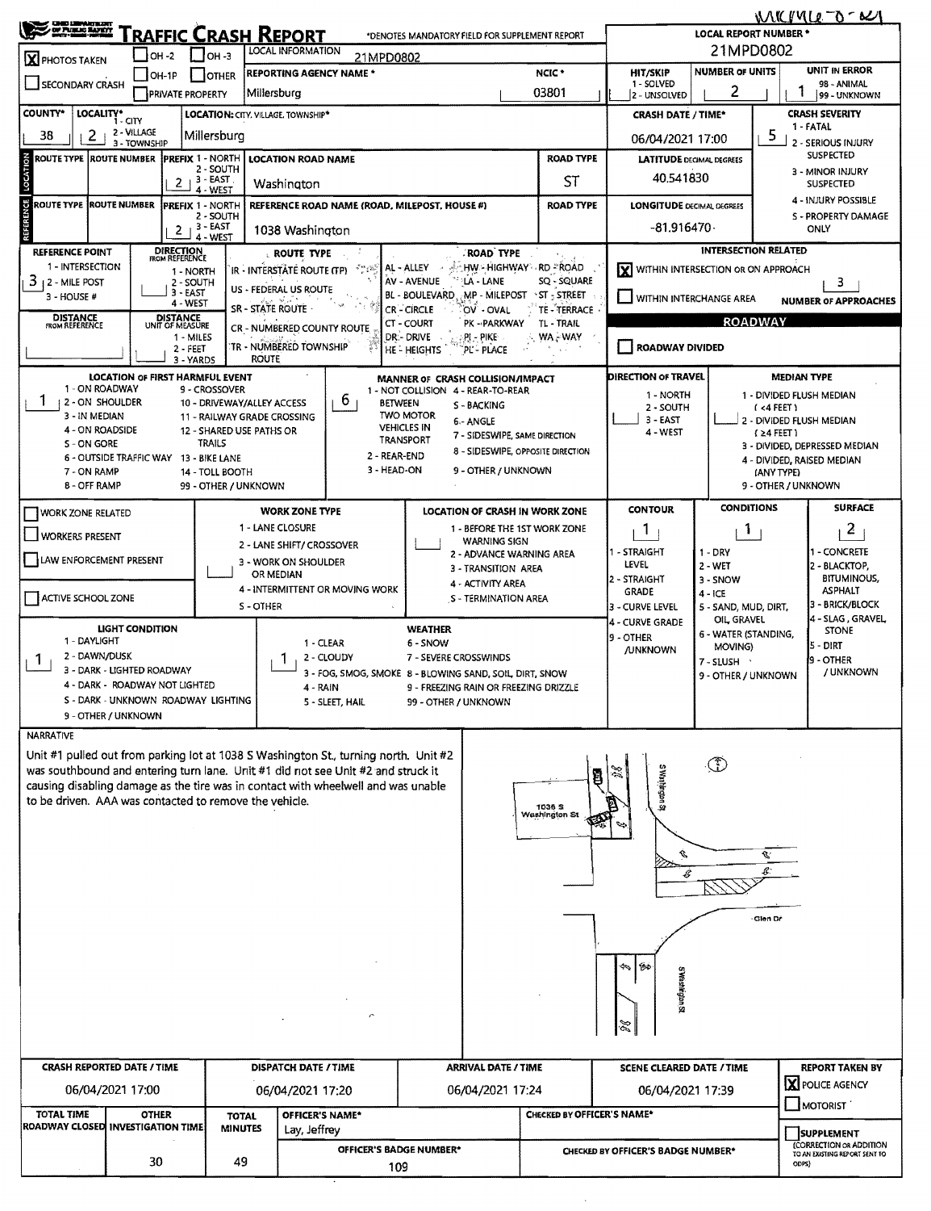MCMC-0-021

# TRAFFIC CRASH REPORT

*DENOTES MANDATORY FIELD FOR SUPPLEMENT REPORT

LOCAL REPORT NUMBER *: 21MPD0802

| | | | |
|---|---|---|---|
| [X] PHOTOS TAKEN | [ ] OH-2 | [ ] OH-3 | LOCAL INFORMATION: 21MPD0802 |
| [ ] SECONDARY CRASH | [ ] OH-1P | [ ] OTHER | REPORTING AGENCY NAME *: Millersburg |
| | [ ] PRIVATE PROPERTY | | NCIC *: 03801 |

HIT/SKIP: 1 - SOLVED, 2 - UNSOLVED | NUMBER OF UNITS: 2 | UNIT IN ERROR: 1 (98 - ANIMAL, 99 - UNKNOWN)

COUNTY*: 38 | LOCALITY* (1 - CITY, 2 - VILLAGE, 3 - TOWNSHIP): 2 | LOCATION: CITY, VILLAGE, TOWNSHIP*: Millersburg

CRASH DATE / TIME*: 06/04/2021 17:00

CRASH SEVERITY: 5 (1 - FATAL, 2 - SERIOUS INJURY SUSPECTED, 3 - MINOR INJURY SUSPECTED, 4 - INJURY POSSIBLE, 5 - PROPERTY DAMAGE ONLY)

## LOCATION

ROUTE TYPE: | ROUTE NUMBER: | PREFIX (1 - NORTH, 2 - SOUTH, 3 - EAST, 4 - WEST): 2 | LOCATION ROAD NAME: Washington | ROAD TYPE: ST

LATITUDE DECIMAL DEGREES: 40.541830

## REFERENCE

ROUTE TYPE: | ROUTE NUMBER: | PREFIX: 2 | REFERENCE ROAD NAME (ROAD, MILEPOST, HOUSE #): 1038 Washington | ROAD TYPE:

LONGITUDE DECIMAL DEGREES: -81.916470

REFERENCE POINT (1 - INTERSECTION, 2 - MILE POST, 3 - HOUSE #): 3

DIRECTION FROM REFERENCE (1 - NORTH, 2 - SOUTH, 3 - EAST, 4 - WEST):

DISTANCE FROM REFERENCE: | DISTANCE UNIT OF MEASURE (1 - MILES, 2 - FEET, 3 - YARDS):

ROUTE TYPE: IR - INTERSTATE ROUTE (TP), US - FEDERAL US ROUTE, SR - STATE ROUTE, CR - NUMBERED COUNTY ROUTE, TR - NUMBERED TOWNSHIP ROUTE

ROAD TYPE: AL - ALLEY, AV - AVENUE, BL - BOULEVARD, CR - CIRCLE, CT - COURT, DR - DRIVE, HE - HEIGHTS, HW - HIGHWAY, LA - LANE, MP - MILEPOST, OV - OVAL, PK - PARKWAY, PI - PIKE, PL - PLACE, RD - ROAD, SQ - SQUARE, ST - STREET, TE - TERRACE, TL - TRAIL, WA - WAY

INTERSECTION RELATED: [X] WITHIN INTERSECTION OR ON APPROACH | [ ] WITHIN INTERCHANGE AREA | NUMBER OF APPROACHES: 3

ROADWAY: [ ] ROADWAY DIVIDED

LOCATION OF FIRST HARMFUL EVENT: 1 (1 - ON ROADWAY, 2 - ON SHOULDER, 3 - IN MEDIAN, 4 - ON ROADSIDE, 5 - ON GORE, 6 - OUTSIDE TRAFFIC WAY, 7 - ON RAMP, 8 - OFF RAMP, 9 - CROSSOVER, 10 - DRIVEWAY/ALLEY ACCESS, 11 - RAILWAY GRADE CROSSING, 12 - SHARED USE PATHS OR TRAILS, 13 - BIKE LANE, 14 - TOLL BOOTH, 99 - OTHER / UNKNOWN)

MANNER OF CRASH COLLISION/IMPACT: 6 (1 - NOT COLLISION BETWEEN TWO MOTOR VEHICLES IN TRANSPORT, 2 - REAR-END, 3 - HEAD-ON, 4 - REAR-TO-REAR, 5 - BACKING, 6 - ANGLE, 7 - SIDESWIPE, SAME DIRECTION, 8 - SIDESWIPE, OPPOSITE DIRECTION, 9 - OTHER / UNKNOWN)

DIRECTION OF TRAVEL: (1 - NORTH, 2 - SOUTH, 3 - EAST, 4 - WEST)

MEDIAN TYPE: (1 - DIVIDED FLUSH MEDIAN (<4 FEET), 2 - DIVIDED FLUSH MEDIAN (≥4 FEET), 3 - DIVIDED, DEPRESSED MEDIAN, 4 - DIVIDED, RAISED MEDIAN (ANY TYPE), 9 - OTHER / UNKNOWN)

[ ] WORK ZONE RELATED | [ ] WORKERS PRESENT | [ ] LAW ENFORCEMENT PRESENT | [ ] ACTIVE SCHOOL ZONE

WORK ZONE TYPE: (1 - LANE CLOSURE, 2 - LANE SHIFT/ CROSSOVER, 3 - WORK ON SHOULDER OR MEDIAN, 4 - INTERMITTENT OR MOVING WORK, 5 - OTHER)

LOCATION OF CRASH IN WORK ZONE: (1 - BEFORE THE 1ST WORK ZONE WARNING SIGN, 2 - ADVANCE WARNING AREA, 3 - TRANSITION AREA, 4 - ACTIVITY AREA, 5 - TERMINATION AREA)

CONTOUR: 1 (1 - STRAIGHT LEVEL, 2 - STRAIGHT GRADE, 3 - CURVE LEVEL, 4 - CURVE GRADE, 9 - OTHER /UNKNOWN)

CONDITIONS: 1 (1 - DRY, 2 - WET, 3 - SNOW, 4 - ICE, 5 - SAND, MUD, DIRT, OIL, GRAVEL, 6 - WATER (STANDING, MOVING), 7 - SLUSH, 9 - OTHER / UNKNOWN)

SURFACE: 2 (1 - CONCRETE, 2 - BLACKTOP, BITUMINOUS, ASPHALT, 3 - BRICK/BLOCK, 4 - SLAG, GRAVEL, STONE, 5 - DIRT, 9 - OTHER / UNKNOWN)

LIGHT CONDITION: 1 (1 - DAYLIGHT, 2 - DAWN/DUSK, 3 - DARK - LIGHTED ROADWAY, 4 - DARK - ROADWAY NOT LIGHTED, 5 - DARK - UNKNOWN ROADWAY LIGHTING, 9 - OTHER / UNKNOWN)

WEATHER: 1 (1 - CLEAR, 2 - CLOUDY, 3 - FOG, SMOG, SMOKE, 4 - RAIN, 5 - SLEET, HAIL, 6 - SNOW, 7 - SEVERE CROSSWINDS, 8 - BLOWING SAND, SOIL, DIRT, SNOW, 9 - FREEZING RAIN OR FREEZING DRIZZLE, 99 - OTHER / UNKNOWN)

## NARRATIVE

Unit #1 pulled out from parking lot at 1038 S Washington St., turning north. Unit #2 was southbound and entering turn lane. Unit #1 did not see Unit #2 and struck it causing disabling damage as the tire was in contact with wheelwell and was unable to be driven. AAA was contacted to remove the vehicle.

(Diagram labels: S Washington St, 1038 S Washington St, Glen Dr)

| CRASH REPORTED DATE / TIME | DISPATCH DATE / TIME | ARRIVAL DATE / TIME | SCENE CLEARED DATE / TIME | REPORT TAKEN BY |
|---|---|---|---|---|
| 06/04/2021 17:00 | 06/04/2021 17:20 | 06/04/2021 17:24 | 06/04/2021 17:39 | [X] POLICE AGENCY [ ] MOTORIST |

| TOTAL TIME ROADWAY CLOSED | OTHER INVESTIGATION TIME | TOTAL MINUTES | OFFICER'S NAME* | CHECKED BY OFFICER'S NAME* |
|---|---|---|---|---|
| | 30 | 49 | Lay, Jeffrey | |
| | | | OFFICER'S BADGE NUMBER*: 109 | CHECKED BY OFFICER'S BADGE NUMBER*: |

[ ] SUPPLEMENT (CORRECTION OR ADDITION TO AN EXISTING REPORT SENT TO ODPS)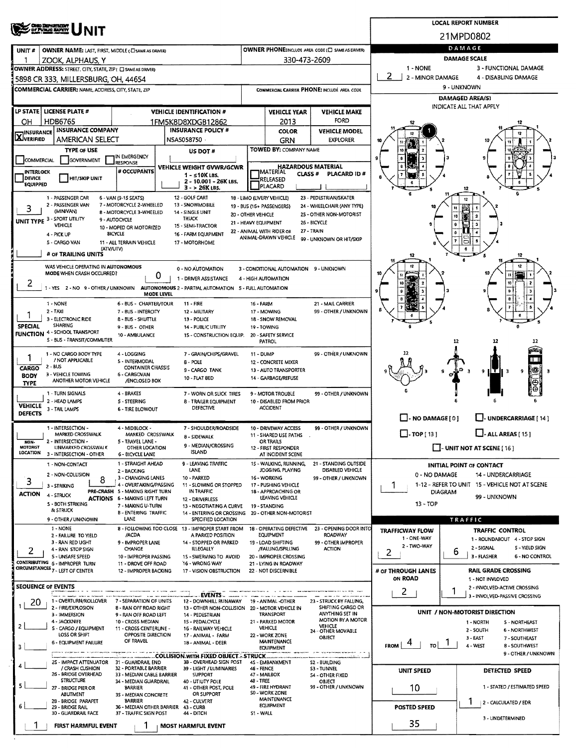# UNIT

**LOCAL REPORT NUMBER:** 21MPD0802

| UNIT # | OWNER NAME: LAST, FIRST, MIDDLE (☐ SAME AS DRIVER) | OWNER PHONE: INCLUDE AREA CODE (☐ SAME AS DRIVER) |
|---|---|---|
| 1 | ZOOK, ALPHAUS, Y | 330-473-2609 |

**OWNER ADDRESS:** STREET, CITY, STATE, ZIP (☐ SAME AS DRIVER)
5898 CR 333, MILLERSBURG, OH, 44654

**COMMERCIAL CARRIER:** NAME, ADDRESS, CITY, STATE, ZIP | **COMMERCIAL CARRIER PHONE:** INCLUDE AREA CODE

| LP STATE | LICENSE PLATE # | VEHICLE IDENTIFICATION # | VEHICLE YEAR | VEHICLE MAKE |
|---|---|---|---|---|
| OH | HDB6765 | 1FM5K8D8XDGB12862 | 2013 | FORD |

| INSURANCE VERIFIED | INSURANCE COMPANY | INSURANCE POLICY # | COLOR | VEHICLE MODEL |
|---|---|---|---|---|
| X | AMERICAN SELECT | NSA5058750 | GRN | EXPLORER |

**TYPE OF USE:** ☐ COMMERCIAL ☐ GOVERNMENT ☐ IN EMERGENCY RESPONSE
**US DOT #:**
**TOWED BY:** COMPANY NAME
☐ INTERLOCK DEVICE EQUIPPED ☐ HIT/SKIP UNIT
**# OCCUPANTS:**
**VEHICLE WEIGHT GVWR/GCWR:** 1 - ≤10K LBS. 2 - 10.001 - 26K LBS. 3 - > 26K LBS.
**HAZARDOUS MATERIAL:** ☐ MATERIAL RELEASED CLASS # ☐ PLACARD PLACARD ID #

**UNIT TYPE:** 3
1 - PASSENGER CAR, 2 - PASSENGER VAN (MINIVAN), 3 - SPORT UTILITY VEHICLE, 4 - PICK UP, 5 - CARGO VAN, 6 - VAN (9-15 SEATS), 7 - MOTORCYCLE 2-WHEELED, 8 - MOTORCYCLE 3-WHEELED, 9 - AUTOCYCLE, 10 - MOPED OR MOTORIZED BICYCLE, 11 - ALL TERRAIN VEHICLE (ATV/UTV), 12 - GOLF CART, 13 - SNOWMOBILE, 14 - SINGLE UNIT TRUCK, 15 - SEMI-TRACTOR, 16 - FARM EQUIPMENT, 17 - MOTORHOME, 18 - LIMO (LIVERY VEHICLE), 19 - BUS (16+ PASSENGERS), 20 - OTHER VEHICLE, 21 - HEAVY EQUIPMENT, 22 - ANIMAL WITH RIDER OR ANIMAL-DRAWN VEHICLE, 23 - PEDESTRIAN/SKATER, 24 - WHEELCHAIR (ANY TYPE), 25 - OTHER NON-MOTORIST, 26 - BICYCLE, 27 - TRAIN, 99 - UNKNOWN OR HIT/SKIP

**# OF TRAILING UNITS:**

**WAS VEHICLE OPERATING IN AUTONOMOUS MODE WHEN CRASH OCCURRED?** 2
1 - YES 2 - NO 9 - OTHER / UNKNOWN

**AUTONOMOUS MODE LEVEL:** 0
0 - NO AUTOMATION, 1 - DRIVER ASSISTANCE, 2 - PARTIAL AUTOMATION, 3 - CONDITIONAL AUTOMATION, 4 - HIGH AUTOMATION, 5 - FULL AUTOMATION, 9 - UNKNOWN

**SPECIAL FUNCTION:** 1
1 - NONE, 2 - TAXI, 3 - ELECTRONIC RIDE SHARING, 4 - SCHOOL TRANSPORT, 5 - BUS - TRANSIT/COMMUTER, 6 - BUS - CHARTER/TOUR, 7 - BUS - INTERCITY, 8 - BUS - SHUTTLE, 9 - BUS - OTHER, 10 - AMBULANCE, 11 - FIRE, 12 - MILITARY, 13 - POLICE, 14 - PUBLIC UTILITY, 15 - CONSTRUCTION EQUIP., 16 - FARM, 17 - MOWING, 18 - SNOW REMOVAL, 19 - TOWING, 20 - SAFETY SERVICE PATROL, 21 - MAIL CARRIER, 99 - OTHER / UNKNOWN

**CARGO BODY TYPE:** 1
1 - NO CARGO BODY TYPE / NOT APPLICABLE, 2 - BUS, 3 - VEHICLE TOWING ANOTHER MOTOR VEHICLE, 4 - LOGGING, 5 - INTERMODAL CONTAINER CHASSIS, 6 - CARGOVAN /ENCLOSED BOX, 7 - GRAIN/CHIPS/GRAVEL, 8 - POLE, 9 - CARGO TANK, 10 - FLAT BED, 11 - DUMP, 12 - CONCRETE MIXER, 13 - AUTO TRANSPORTER, 14 - GARBAGE/REFUSE, 99 - OTHER / UNKNOWN

**VEHICLE DEFECTS:**
1 - TURN SIGNALS, 2 - HEAD LAMPS, 3 - TAIL LAMPS, 4 - BRAKES, 5 - STEERING, 6 - TIRE BLOWOUT, 7 - WORN OR SLICK TIRES, 8 - TRAILER EQUIPMENT DEFECTIVE, 9 - MOTOR TROUBLE, 10 - DISABLED FROM PRIOR ACCIDENT, 99 - OTHER / UNKNOWN

**NON-MOTORIST LOCATION:**
1 - INTERSECTION - MARKED CROSSWALK, 2 - INTERSECTION - UNMARKED CROSSWALK, 3 - INTERSECTION - OTHER, 4 - MIDBLOCK - MARKED CROSSWALK, 5 - TRAVEL LANE - OTHER LOCATION, 6 - BICYCLE LANE, 7 - SHOULDER/ROADSIDE, 8 - SIDEWALK, 9 - MEDIAN/CROSSING ISLAND, 10 - DRIVEWAY ACCESS, 11 - SHARED USE PATHS OR TRAILS, 12 - FIRST RESPONDER AT INCIDENT SCENE, 99 - OTHER / UNKNOWN

**ACTION:** 3
1 - NON-CONTACT, 2 - NON-COLLISION, 3 - STRIKING, 4 - STRUCK, 5 - BOTH STRIKING & STRUCK, 9 - OTHER / UNKNOWN

**PRE-CRASH ACTIONS:** 8
1 - STRAIGHT AHEAD, 2 - BACKING, 3 - CHANGING LANES, 4 - OVERTAKING/PASSING, 5 - MAKING RIGHT TURN, 6 - MAKING LEFT TURN, 7 - MAKING U-TURN, 8 - ENTERING TRAFFIC LANE, 9 - LEAVING TRAFFIC LANE, 10 - PARKED, 11 - SLOWING OR STOPPED IN TRAFFIC, 12 - DRIVERLESS, 13 - NEGOTIATING A CURVE, 14 - ENTERING OR CROSSING SPECIFIED LOCATION, 15 - WALKING, RUNNING, JOGGING, PLAYING, 16 - WORKING, 17 - PUSHING VEHICLE, 18 - APPROACHING OR LEAVING VEHICLE, 19 - STANDING, 20 - OTHER NON-MOTORIST, 21 - STANDING OUTSIDE DISABLED VEHICLE, 99 - OTHER / UNKNOWN

**CONTRIBUTING CIRCUMSTANCES:** 2
1 - NONE, 2 - FAILURE TO YIELD, 3 - RAN RED LIGHT, 4 - RAN STOP SIGN, 5 - UNSAFE SPEED, 6 - IMPROPER TURN, 7 - LEFT OF CENTER, 8 - FOLLOWING TOO CLOSE /ACDA, 9 - IMPROPER LANE CHANGE, 10 - IMPROPER PASSING, 11 - DROVE OFF ROAD, 12 - IMPROPER BACKING, 13 - IMPROPER START FROM A PARKED POSITION, 14 - STOPPED OR PARKED ILLEGALLY, 15 - SWERVING TO AVOID, 16 - WRONG WAY, 17 - VISION OBSTRUCTION, 18 - OPERATING DEFECTIVE EQUIPMENT, 19 - LOAD SHIFTING /FALLING/SPILLING, 20 - IMPROPER CROSSING, 21 - LYING IN ROADWAY, 22 - NOT DISCERNIBLE, 23 - OPENING DOOR INTO ROADWAY, 99 - OTHER IMPROPER ACTION

## SEQUENCE OF EVENTS

| # | Event |
|---|---|
| 1 | 20 |
| 2 | |
| 3 | |
| 4 | |
| 5 | |
| 6 | |

**EVENTS:** 1 - OVERTURN/ROLLOVER, 2 - FIRE/EXPLOSION, 3 - IMMERSION, 4 - JACKKNIFE, 5 - CARGO / EQUIPMENT LOSS OR SHIFT, 6 - EQUIPMENT FAILURE, 7 - SEPARATION OF UNITS, 8 - RAN OFF ROAD RIGHT, 9 - RAN OFF ROAD LEFT, 10 - CROSS MEDIAN, 11 - CROSS CENTERLINE - OPPOSITE DIRECTION OF TRAVEL, 12 - DOWNHILL RUNAWAY, 13 - OTHER NON-COLLISION, 14 - PEDESTRIAN, 15 - PEDALCYCLE, 16 - RAILWAY VEHICLE, 17 - ANIMAL - FARM, 18 - ANIMAL - DEER, 19 - ANIMAL -OTHER, 20 - MOTOR VEHICLE IN TRANSPORT, 21 - PARKED MOTOR VEHICLE, 22 - WORK ZONE MAINTENANCE EQUIPMENT, 23 - STRUCK BY FALLING, SHIFTING CARGO OR ANYTHING SET IN MOTION BY A MOTOR VEHICLE, 24 - OTHER MOVABLE OBJECT

**COLLISION WITH FIXED OBJECT - STRUCK:** 25 - IMPACT ATTENUATOR / CRASH CUSHION, 26 - BRIDGE OVERHEAD STRUCTURE, 27 - BRIDGE PIER OR ABUTMENT, 28 - BRIDGE PARAPET, 29 - BRIDGE RAIL, 30 - GUARDRAIL FACE, 31 - GUARDRAIL END, 32 - PORTABLE BARRIER, 33 - MEDIAN CABLE BARRIER, 34 - MEDIAN GUARDRAIL BARRIER, 35 - MEDIAN CONCRETE BARRIER, 36 - MEDIAN OTHER BARRIER, 37 - TRAFFIC SIGN POST, 38 - OVERHEAD SIGN POST, 39 - LIGHT / LUMINARIES SUPPORT, 40 - UTILITY POLE, 41 - OTHER POST, POLE OR SUPPORT, 42 - CULVERT, 43 - CURB, 44 - DITCH, 45 - EMBANKMENT, 46 - FENCE, 47 - MAILBOX, 48 - TREE, 49 - FIRE HYDRANT, 50 - WORK ZONE MAINTENANCE EQUIPMENT, 51 - WALL, 52 - BUILDING, 53 - TUNNEL, 54 - OTHER FIXED OBJECT, 99 - OTHER / UNKNOWN

**FIRST HARMFUL EVENT:** 1 **MOST HARMFUL EVENT:** 1

## DAMAGE

**DAMAGE SCALE:** 2
1 - NONE, 2 - MINOR DAMAGE, 3 - FUNCTIONAL DAMAGE, 4 - DISABLING DAMAGE, 9 - UNKNOWN

**DAMAGED AREA(S)** — INDICATE ALL THAT APPLY: 1

☐ - NO DAMAGE [0] ☐ - UNDERCARRIAGE [14] ☐ - TOP [13] ☐ - ALL AREAS [15] ☐ - UNIT NOT AT SCENE [16]

**INITIAL POINT OF CONTACT:** 1
0 - NO DAMAGE, 1-12 - REFER TO UNIT DIAGRAM, 13 - TOP, 14 - UNDERCARRIAGE, 15 - VEHICLE NOT AT SCENE, 99 - UNKNOWN

## TRAFFIC

**TRAFFICWAY FLOW:** 2
1 - ONE-WAY, 2 - TWO-WAY

**TRAFFIC CONTROL:** 6
1 - ROUNDABOUT, 2 - SIGNAL, 3 - FLASHER, 4 - STOP SIGN, 5 - YIELD SIGN, 6 - NO CONTROL

**# OF THROUGH LANES ON ROAD:** 2

**RAIL GRADE CROSSING:** 1
1 - NOT INVLOVED, 2 - INVOLVED-ACTIVE CROSSING, 3 - INVOLVED-PASSIVE CROSSING

**UNIT / NON-MOTORIST DIRECTION:** FROM 4 TO 1
1 - NORTH, 2 - SOUTH, 3 - EAST, 4 - WEST, 5 - NORTHEAST, 6 - NORTHWEST, 7 - SOUTHEAST, 8 - SOUTHWEST, 9 - OTHER / UNKNOWN

**UNIT SPEED:** 10

**DETECTED SPEED:** 1
1 - STATED / ESTIMATED SPEED, 2 - CALCULATED / EDR, 3 - UNDETERMINED

**POSTED SPEED:** 35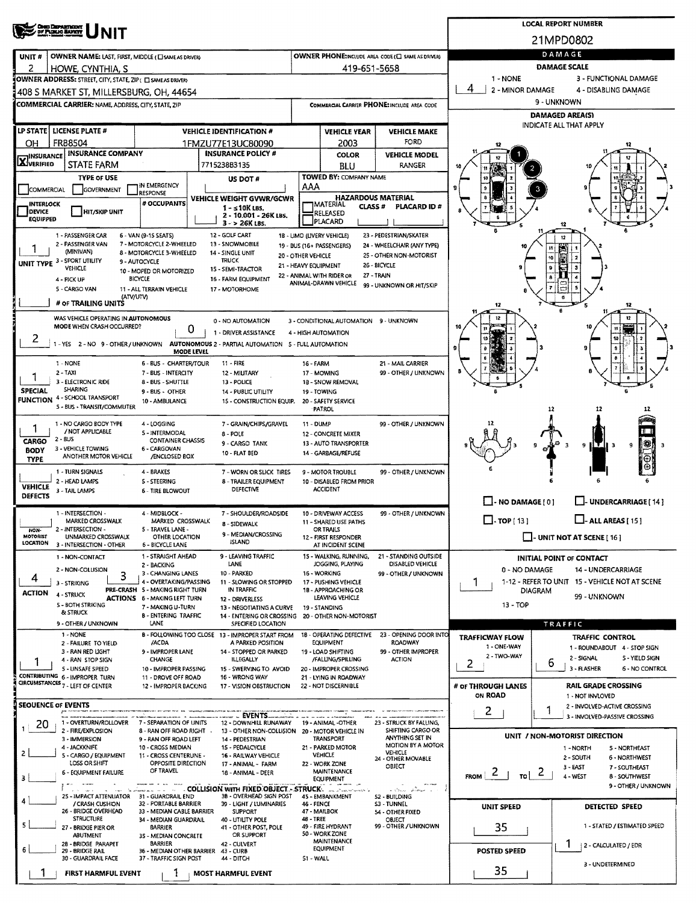# UNIT

**LOCAL REPORT NUMBER:** 21MPD0802

| UNIT # | OWNER NAME: LAST, FIRST, MIDDLE (☐ SAME AS DRIVER) | OWNER PHONE: INCLUDE AREA CODE (☐ SAME AS DRIVER) |
|---|---|---|
| 2 | HOWE, CYNTHIA, S | 419-651-5658 |

**OWNER ADDRESS:** STREET, CITY, STATE, ZIP (☐ SAME AS DRIVER)
408 S MARKET ST, MILLERSBURG, OH, 44654

**COMMERCIAL CARRIER:** NAME, ADDRESS, CITY, STATE, ZIP

**COMMERCIAL CARRIER PHONE:** INCLUDE AREA CODE

| LP STATE | LICENSE PLATE # | VEHICLE IDENTIFICATION # | VEHICLE YEAR | VEHICLE MAKE |
|---|---|---|---|---|
| OH | FRB8504 | 1FMZU77E13UC80090 | 2003 | FORD |

| ☒ INSURANCE VERIFIED | INSURANCE COMPANY | INSURANCE POLICY # | COLOR | VEHICLE MODEL |
|---|---|---|---|---|
| | STATE FARM | 7715238B3135 | BLU | RANGER |

**TYPE OF USE:** ☐ COMMERCIAL ☐ GOVERNMENT ☐ IN EMERGENCY RESPONSE

**US DOT #**

**TOWED BY:** COMPANY NAME — AAA

☐ INTERLOCK DEVICE EQUIPPED ☐ HIT/SKIP UNIT

**# OCCUPANTS**

**VEHICLE WEIGHT GVWR/GCWR:** 1 - ≤10K LBS. 2 - 10.001 - 26K LBS. 3 - > 26K LBS.

**HAZARDOUS MATERIAL:** ☐ MATERIAL RELEASED ☐ PLACARD — CLASS # — PLACARD ID #

**UNIT TYPE:** 1
1 - PASSENGER CAR, 2 - PASSENGER VAN (MINIVAN), 3 - SPORT UTILITY VEHICLE, 4 - PICK UP, 5 - CARGO VAN, 6 - VAN (9-15 SEATS), 7 - MOTORCYCLE 2-WHEELED, 8 - MOTORCYCLE 3-WHEELED, 9 - AUTOCYCLE, 10 - MOPED OR MOTORIZED BICYCLE, 11 - ALL TERRAIN VEHICLE (ATV/UTV), 12 - GOLF CART, 13 - SNOWMOBILE, 14 - SINGLE UNIT TRUCK, 15 - SEMI-TRACTOR, 16 - FARM EQUIPMENT, 17 - MOTORHOME, 18 - LIMO (LIVERY VEHICLE), 19 - BUS (16+ PASSENGERS), 20 - OTHER VEHICLE, 21 - HEAVY EQUIPMENT, 22 - ANIMAL WITH RIDER OR ANIMAL-DRAWN VEHICLE, 23 - PEDESTRIAN/SKATER, 24 - WHEELCHAIR (ANY TYPE), 25 - OTHER NON-MOTORIST, 26 - BICYCLE, 27 - TRAIN, 99 - UNKNOWN OR HIT/SKIP

**# OF TRAILING UNITS**

**WAS VEHICLE OPERATING IN AUTONOMOUS MODE WHEN CRASH OCCURRED?** 2
1 - YES 2 - NO 9 - OTHER / UNKNOWN

**AUTONOMOUS MODE LEVEL:** 0
0 - NO AUTOMATION, 1 - DRIVER ASSISTANCE, 2 - PARTIAL AUTOMATION, 3 - CONDITIONAL AUTOMATION, 4 - HIGH AUTOMATION, 5 - FULL AUTOMATION, 9 - UNKNOWN

**SPECIAL FUNCTION:** 1
1 - NONE, 2 - TAXI, 3 - ELECTRONIC RIDE SHARING, 4 - SCHOOL TRANSPORT, 5 - BUS - TRANSIT/COMMUTER, 6 - BUS - CHARTER/TOUR, 7 - BUS - INTERCITY, 8 - BUS - SHUTTLE, 9 - BUS - OTHER, 10 - AMBULANCE, 11 - FIRE, 12 - MILITARY, 13 - POLICE, 14 - PUBLIC UTILITY, 15 - CONSTRUCTION EQUIP., 16 - FARM, 17 - MOWING, 18 - SNOW REMOVAL, 19 - TOWING, 20 - SAFETY SERVICE PATROL, 21 - MAIL CARRIER, 99 - OTHER / UNKNOWN

**CARGO BODY TYPE:** 1
1 - NO CARGO BODY TYPE / NOT APPLICABLE, 2 - BUS, 3 - VEHICLE TOWING ANOTHER MOTOR VEHICLE, 4 - LOGGING, 5 - INTERMODAL CONTAINER CHASSIS, 6 - CARGOVAN /ENCLOSED BOX, 7 - GRAIN/CHIPS/GRAVEL, 8 - POLE, 9 - CARGO TANK, 10 - FLAT BED, 11 - DUMP, 12 - CONCRETE MIXER, 13 - AUTO TRANSPORTER, 14 - GARBAGE/REFUSE, 99 - OTHER / UNKNOWN

**VEHICLE DEFECTS:**
1 - TURN SIGNALS, 2 - HEAD LAMPS, 3 - TAIL LAMPS, 4 - BRAKES, 5 - STEERING, 6 - TIRE BLOWOUT, 7 - WORN OR SLICK TIRES, 8 - TRAILER EQUIPMENT DEFECTIVE, 9 - MOTOR TROUBLE, 10 - DISABLED FROM PRIOR ACCIDENT, 99 - OTHER / UNKNOWN

**NON-MOTORIST LOCATION:**
1 - INTERSECTION - MARKED CROSSWALK, 2 - INTERSECTION - UNMARKED CROSSWALK, 3 - INTERSECTION - OTHER, 4 - MIDBLOCK - MARKED CROSSWALK, 5 - TRAVEL LANE - OTHER LOCATION, 6 - BICYCLE LANE, 7 - SHOULDER/ROADSIDE, 8 - SIDEWALK, 9 - MEDIAN/CROSSING ISLAND, 10 - DRIVEWAY ACCESS, 11 - SHARED USE PATHS OR TRAILS, 12 - FIRST RESPONDER AT INCIDENT SCENE, 99 - OTHER / UNKNOWN

**ACTION:** 4
1 - NON-CONTACT, 2 - NON-COLLISION, 3 - STRIKING, 4 - STRUCK, 5 - BOTH STRIKING & STRUCK, 9 - OTHER / UNKNOWN

**PRE-CRASH ACTIONS:** 3
1 - STRAIGHT AHEAD, 2 - BACKING, 3 - CHANGING LANES, 4 - OVERTAKING/PASSING, 5 - MAKING RIGHT TURN, 6 - MAKING LEFT TURN, 7 - MAKING U-TURN, 8 - ENTERING TRAFFIC LANE, 9 - LEAVING TRAFFIC LANE, 10 - PARKED, 11 - SLOWING OR STOPPED IN TRAFFIC, 12 - DRIVERLESS, 13 - NEGOTIATING A CURVE, 14 - ENTERING OR CROSSING SPECIFIED LOCATION, 15 - WALKING, RUNNING, JOGGING, PLAYING, 16 - WORKING, 17 - PUSHING VEHICLE, 18 - APPROACHING OR LEAVING VEHICLE, 19 - STANDING, 20 - OTHER NON-MOTORIST, 21 - STANDING OUTSIDE DISABLED VEHICLE, 99 - OTHER / UNKNOWN

**CONTRIBUTING CIRCUMSTANCES:** 1
1 - NONE, 2 - FAILURE TO YIELD, 3 - RAN RED LIGHT, 4 - RAN STOP SIGN, 5 - UNSAFE SPEED, 6 - IMPROPER TURN, 7 - LEFT OF CENTER, 8 - FOLLOWING TOO CLOSE /ACDA, 9 - IMPROPER LANE CHANGE, 10 - IMPROPER PASSING, 11 - DROVE OFF ROAD, 12 - IMPROPER BACKING, 13 - IMPROPER START FROM A PARKED POSITION, 14 - STOPPED OR PARKED ILLEGALLY, 15 - SWERVING TO AVOID, 16 - WRONG WAY, 17 - VISION OBSTRUCTION, 18 - OPERATING DEFECTIVE EQUIPMENT, 19 - LOAD SHIFTING /FALLING/SPILLING, 20 - IMPROPER CROSSING, 21 - LYING IN ROADWAY, 22 - NOT DISCERNIBLE, 23 - OPENING DOOR INTO ROADWAY, 99 - OTHER IMPROPER ACTION

**SEQUENCE OF EVENTS:** 1: 20; 2: ; 3: ; 4: ; 5: ; 6:

**EVENTS:** 1 - OVERTURN/ROLLOVER, 2 - FIRE/EXPLOSION, 3 - IMMERSION, 4 - JACKKNIFE, 5 - CARGO / EQUIPMENT LOSS OR SHIFT, 6 - EQUIPMENT FAILURE, 7 - SEPARATION OF UNITS, 8 - RAN OFF ROAD RIGHT, 9 - RAN OFF ROAD LEFT, 10 - CROSS MEDIAN, 11 - CROSS CENTERLINE - OPPOSITE DIRECTION OF TRAVEL, 12 - DOWNHILL RUNAWAY, 13 - OTHER NON-COLLISION, 14 - PEDESTRIAN, 15 - PEDALCYCLE, 16 - RAILWAY VEHICLE, 17 - ANIMAL - FARM, 18 - ANIMAL - DEER, 19 - ANIMAL -OTHER, 20 - MOTOR VEHICLE IN TRANSPORT, 21 - PARKED MOTOR VEHICLE, 22 - WORK ZONE MAINTENANCE EQUIPMENT, 23 - STRUCK BY FALLING, SHIFTING CARGO OR ANYTHING SET IN MOTION BY A MOTOR VEHICLE, 24 - OTHER MOVABLE OBJECT

**COLLISION WITH FIXED OBJECT - STRUCK:** 25 - IMPACT ATTENUATOR / CRASH CUSHION, 26 - BRIDGE OVERHEAD STRUCTURE, 27 - BRIDGE PIER OR ABUTMENT, 28 - BRIDGE PARAPET, 29 - BRIDGE RAIL, 30 - GUARDRAIL FACE, 31 - GUARDRAIL END, 32 - PORTABLE BARRIER, 33 - MEDIAN CABLE BARRIER, 34 - MEDIAN GUARDRAIL BARRIER, 35 - MEDIAN CONCRETE BARRIER, 36 - MEDIAN OTHER BARRIER, 37 - TRAFFIC SIGN POST, 38 - OVERHEAD SIGN POST, 39 - LIGHT / LUMINARIES SUPPORT, 40 - UTILITY POLE, 41 - OTHER POST, POLE OR SUPPORT, 42 - CULVERT, 43 - CURB, 44 - DITCH, 45 - EMBANKMENT, 46 - FENCE, 47 - MAILBOX, 48 - TREE, 49 - FIRE HYDRANT, 50 - WORK ZONE MAINTENANCE EQUIPMENT, 51 - WALL, 52 - BUILDING, 53 - TUNNEL, 54 - OTHER FIXED OBJECT, 99 - OTHER / UNKNOWN

**FIRST HARMFUL EVENT:** 1 **MOST HARMFUL EVENT:** 1

## DAMAGE

**DAMAGE SCALE:** 4
1 - NONE, 2 - MINOR DAMAGE, 3 - FUNCTIONAL DAMAGE, 4 - DISABLING DAMAGE, 9 - UNKNOWN

**DAMAGED AREA(S)** — INDICATE ALL THAT APPLY: 1, 2, 3

☐ - NO DAMAGE [0] ☐ - UNDERCARRIAGE [14] ☐ - TOP [13] ☐ - ALL AREAS [15] ☐ - UNIT NOT AT SCENE [16]

**INITIAL POINT OF CONTACT:** 1
0 - NO DAMAGE, 1-12 - REFER TO UNIT DIAGRAM, 13 - TOP, 14 - UNDERCARRIAGE, 15 - VEHICLE NOT AT SCENE, 99 - UNKNOWN

## TRAFFIC

**TRAFFICWAY FLOW:** 2 (1 - ONE-WAY, 2 - TWO-WAY)

**TRAFFIC CONTROL:** 6
1 - ROUNDABOUT, 2 - SIGNAL, 3 - FLASHER, 4 - STOP SIGN, 5 - YIELD SIGN, 6 - NO CONTROL

**# OF THROUGH LANES ON ROAD:** 2

**RAIL GRADE CROSSING:** 1
1 - NOT INVOLVED, 2 - INVOLVED-ACTIVE CROSSING, 3 - INVOLVED-PASSIVE CROSSING

**UNIT / NON-MOTORIST DIRECTION:** FROM 2 TO 2
1 - NORTH, 2 - SOUTH, 3 - EAST, 4 - WEST, 5 - NORTHEAST, 6 - NORTHWEST, 7 - SOUTHEAST, 8 - SOUTHWEST, 9 - OTHER / UNKNOWN

**UNIT SPEED:** 35

**DETECTED SPEED:** 1
1 - STATED / ESTIMATED SPEED, 2 - CALCULATED / EDR, 3 - UNDETERMINED

**POSTED SPEED:** 35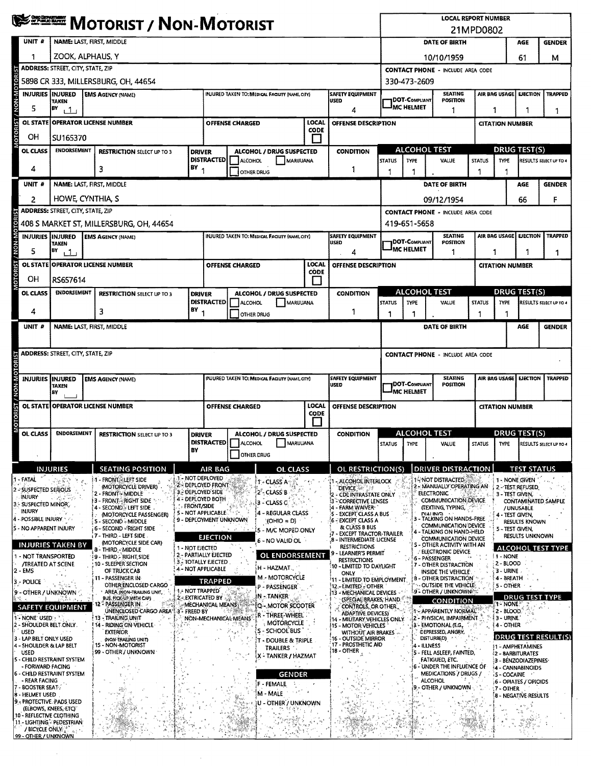# MOTORIST / NON-MOTORIST

**LOCAL REPORT NUMBER:** 21MPD0802

## Unit 1

| UNIT # | NAME: LAST, FIRST, MIDDLE | DATE OF BIRTH | AGE | GENDER |
|---|---|---|---|---|
| 1 | ZOOK, ALPHAUS, Y | 10/10/1959 | 61 | M |

**ADDRESS: STREET, CITY, STATE, ZIP:** 5898 CR 333, MILLERSBURG, OH, 44654

**CONTACT PHONE - INCLUDE AREA CODE:** 330-473-2609

| INJURIES | INJURED TAKEN BY | EMS AGENCY (NAME) | INJURED TAKEN TO: MEDICAL FACILITY (NAME, CITY) | SAFETY EQUIPMENT USED | DOT-COMPLIANT MC HELMET | SEATING POSITION | AIR BAG USAGE | EJECTION | TRAPPED |
|---|---|---|---|---|---|---|---|---|---|
| 5 | 1 | | | 4 | | 1 | 1 | 1 | 1 |

| OL STATE | OPERATOR LICENSE NUMBER | OFFENSE CHARGED | LOCAL CODE | OFFENSE DESCRIPTION | CITATION NUMBER |
|---|---|---|---|---|---|
| OH | SU165370 | | | | |

| OL CLASS | ENDORSEMENT | RESTRICTION SELECT UP TO 3 | DRIVER DISTRACTED BY | ALCOHOL / DRUG SUSPECTED | CONDITION | ALCOHOL TEST STATUS | ALCOHOL TEST TYPE | ALCOHOL TEST VALUE | DRUG TEST STATUS | DRUG TEST TYPE | RESULTS SELECT UP TO 4 |
|---|---|---|---|---|---|---|---|---|---|---|---|
| 4 | | 3 | 1 | | 1 | 1 | 1 | . | 1 | 1 | |

## Unit 2

| UNIT # | NAME: LAST, FIRST, MIDDLE | DATE OF BIRTH | AGE | GENDER |
|---|---|---|---|---|
| 2 | HOWE, CYNTHIA, S | 09/12/1954 | 66 | F |

**ADDRESS: STREET, CITY, STATE, ZIP:** 408 S MARKET ST, MILLERSBURG, OH, 44654

**CONTACT PHONE - INCLUDE AREA CODE:** 419-651-5658

| INJURIES | INJURED TAKEN BY | EMS AGENCY (NAME) | INJURED TAKEN TO: MEDICAL FACILITY (NAME, CITY) | SAFETY EQUIPMENT USED | DOT-COMPLIANT MC HELMET | SEATING POSITION | AIR BAG USAGE | EJECTION | TRAPPED |
|---|---|---|---|---|---|---|---|---|---|
| 5 | 1 | | | 4 | | 1 | 1 | 1 | 1 |

| OL STATE | OPERATOR LICENSE NUMBER | OFFENSE CHARGED | LOCAL CODE | OFFENSE DESCRIPTION | CITATION NUMBER |
|---|---|---|---|---|---|
| OH | RS657614 | | | | |

| OL CLASS | ENDORSEMENT | RESTRICTION SELECT UP TO 3 | DRIVER DISTRACTED BY | ALCOHOL / DRUG SUSPECTED | CONDITION | ALCOHOL TEST STATUS | ALCOHOL TEST TYPE | ALCOHOL TEST VALUE | DRUG TEST STATUS | DRUG TEST TYPE | RESULTS SELECT UP TO 4 |
|---|---|---|---|---|---|---|---|---|---|---|---|
| 4 | | 3 | 1 | | 1 | 1 | 1 | . | 1 | 1 | |

## Unit (blank)

| UNIT # | NAME: LAST, FIRST, MIDDLE | DATE OF BIRTH | AGE | GENDER |
|---|---|---|---|---|
| | | | | |

**ADDRESS: STREET, CITY, STATE, ZIP:**

**CONTACT PHONE - INCLUDE AREA CODE:**

| INJURIES | INJURED TAKEN BY | EMS AGENCY (NAME) | INJURED TAKEN TO: MEDICAL FACILITY (NAME, CITY) | SAFETY EQUIPMENT USED | DOT-COMPLIANT MC HELMET | SEATING POSITION | AIR BAG USAGE | EJECTION | TRAPPED |
|---|---|---|---|---|---|---|---|---|---|
| | | | | | | | | | |

| OL STATE | OPERATOR LICENSE NUMBER | OFFENSE CHARGED | LOCAL CODE | OFFENSE DESCRIPTION | CITATION NUMBER |
|---|---|---|---|---|---|
| | | | | | |

| OL CLASS | ENDORSEMENT | RESTRICTION SELECT UP TO 3 | DRIVER DISTRACTED BY | ALCOHOL / DRUG SUSPECTED | CONDITION | ALCOHOL TEST STATUS | ALCOHOL TEST TYPE | ALCOHOL TEST VALUE | DRUG TEST STATUS | DRUG TEST TYPE | RESULTS SELECT UP TO 4 |
|---|---|---|---|---|---|---|---|---|---|---|---|
| | | | | | | | | | | | |

## Codes

### INJURIES
1 - FATAL
2 - SUSPECTED SERIOUS INJURY
3 - SUSPECTED MINOR INJURY
4 - POSSIBLE INJURY
5 - NO APPARENT INJURY

### INJURIES TAKEN BY
1 - NOT TRANSPORTED /TREATED AT SCENE
2 - EMS
3 - POLICE
9 - OTHER / UNKNOWN

### SAFETY EQUIPMENT
1 - NONE USED
2 - SHOULDER BELT ONLY USED
3 - LAP BELT ONLY USED
4 - SHOULDER & LAP BELT USED
5 - CHILD RESTRAINT SYSTEM - FORWARD FACING
6 - CHILD RESTRAINT SYSTEM - REAR FACING
7 - BOOSTER SEAT
8 - HELMET USED
9 - PROTECTIVE PADS USED (ELBOWS, KNEES, ETC)
10 - REFLECTIVE CLOTHING
11 - LIGHTING - PEDESTRIAN / BICYCLE ONLY
99 - OTHER / UNKNOWN

### SEATING POSITION
1 - FRONT - LEFT SIDE (MOTORCYCLE DRIVER)
2 - FRONT - MIDDLE
3 - FRONT - RIGHT SIDE
4 - SECOND - LEFT SIDE (MOTORCYCLE PASSENGER)
5 - SECOND - MIDDLE
6 - SECOND - RIGHT SIDE
7 - THIRD - LEFT SIDE (MOTORCYCLE SIDE CAR)
8 - THIRD - MIDDLE
9 - THIRD - RIGHT SIDE
10 - SLEEPER SECTION OF TRUCK CAB
11 - PASSENGER IN OTHER ENCLOSED CARGO AREA (NON-TRAILING UNIT, BUS, PICK-UP WITH CAP)
12 - PASSENGER IN UNENCLOSED CARGO AREA
13 - TRAILING UNIT
14 - RIDING ON VEHICLE EXTERIOR (NON-TRAILING UNIT)
15 - NON-MOTORIST
99 - OTHER / UNKNOWN

### AIR BAG
1 - NOT DEPLOYED
2 - DEPLOYED FRONT
3 - DEPLOYED SIDE
4 - DEPLOYED BOTH FRONT/SIDE
5 - NOT APPLICABLE
9 - DEPLOYMENT UNKNOWN

### EJECTION
1 - NOT EJECTED
2 - PARTIALLY EJECTED
3 - TOTALLY EJECTED
4 - NOT APPLICABLE

### TRAPPED
1 - NOT TRAPPED
2 - EXTRICATED BY MECHANICAL MEANS
3 - FREED BY NON-MECHANICAL MEANS

### OL CLASS
1 - CLASS A
2 - CLASS B
3 - CLASS C
4 - REGULAR CLASS (OHIO = D)
5 - M/C MOPED ONLY
6 - NO VALID OL

### OL ENDORSEMENT
H - HAZMAT
M - MOTORCYCLE
P - PASSENGER
N - TANKER
Q - MOTOR SCOOTER
R - THREE-WHEEL MOTORCYCLE
S - SCHOOL BUS
T - DOUBLE & TRIPLE TRAILERS
X - TANKER / HAZMAT

### GENDER
F - FEMALE
M - MALE
U - OTHER / UNKNOWN

### OL RESTRICTION(S)
1 - ALCOHOL INTERLOCK DEVICE
2 - CDL INTRASTATE ONLY
3 - CORRECTIVE LENSES
4 - FARM WAIVER
5 - EXCEPT CLASS A BUS
6 - EXCEPT CLASS A & CLASS B BUS
7 - EXCEPT TRACTOR-TRAILER
8 - INTERMEDIATE LICENSE RESTRICTIONS
9 - LEARNER'S PERMIT RESTRICTIONS
10 - LIMITED TO DAYLIGHT ONLY
11 - LIMITED TO EMPLOYMENT
12 - LIMITED - OTHER
13 - MECHANICAL DEVICES (SPECIAL BRAKES, HAND CONTROLS, OR OTHER ADAPTIVE DEVICES)
14 - MILITARY VEHICLES ONLY
15 - MOTOR VEHICLES WITHOUT AIR BRAKES
16 - OUTSIDE MIRROR
17 - PROSTHETIC AID
18 - OTHER

### DRIVER DISTRACTION
1 - NOT DISTRACTED
2 - MANUALLY OPERATING AN ELECTRONIC COMMUNICATION DEVICE (TEXTING, TYPING, DIALING)
3 - TALKING ON HANDS-FREE COMMUNICATION DEVICE
4 - TALKING ON HAND-HELD COMMUNICATION DEVICE
5 - OTHER ACTIVITY WITH AN ELECTRONIC DEVICE
6 - PASSENGER
7 - OTHER DISTRACTION INSIDE THE VEHICLE
8 - OTHER DISTRACTION OUTSIDE THE VEHICLE
9 - OTHER / UNKNOWN

### CONDITION
1 - APPARENTLY NORMAL
2 - PHYSICAL IMPAIRMENT
3 - EMOTIONAL (E.G., DEPRESSED, ANGRY, DISTURBED)
4 - ILLNESS
5 - FELL ASLEEP, FAINTED, FATIGUED, ETC.
6 - UNDER THE INFLUENCE OF MEDICATIONS / DRUGS / ALCOHOL
9 - OTHER / UNKNOWN

### TEST STATUS
1 - NONE GIVEN
2 - TEST REFUSED
3 - TEST GIVEN, CONTAMINATED SAMPLE / UNUSABLE
4 - TEST GIVEN, RESULTS KNOWN
5 - TEST GIVEN, RESULTS UNKNOWN

### ALCOHOL TEST TYPE
1 - NONE
2 - BLOOD
3 - URINE
4 - BREATH
5 - OTHER

### DRUG TEST TYPE
1 - NONE
2 - BLOOD
3 - URINE
4 - OTHER

### DRUG TEST RESULT(S)
1 - AMPHETAMINES
2 - BARBITURATES
3 - BENZODIAZEPINES
4 - CANNABINOIDS
5 - COCAINE
6 - OPIATES / OPIOIDS
7 - OTHER
8 - NEGATIVE RESULTS